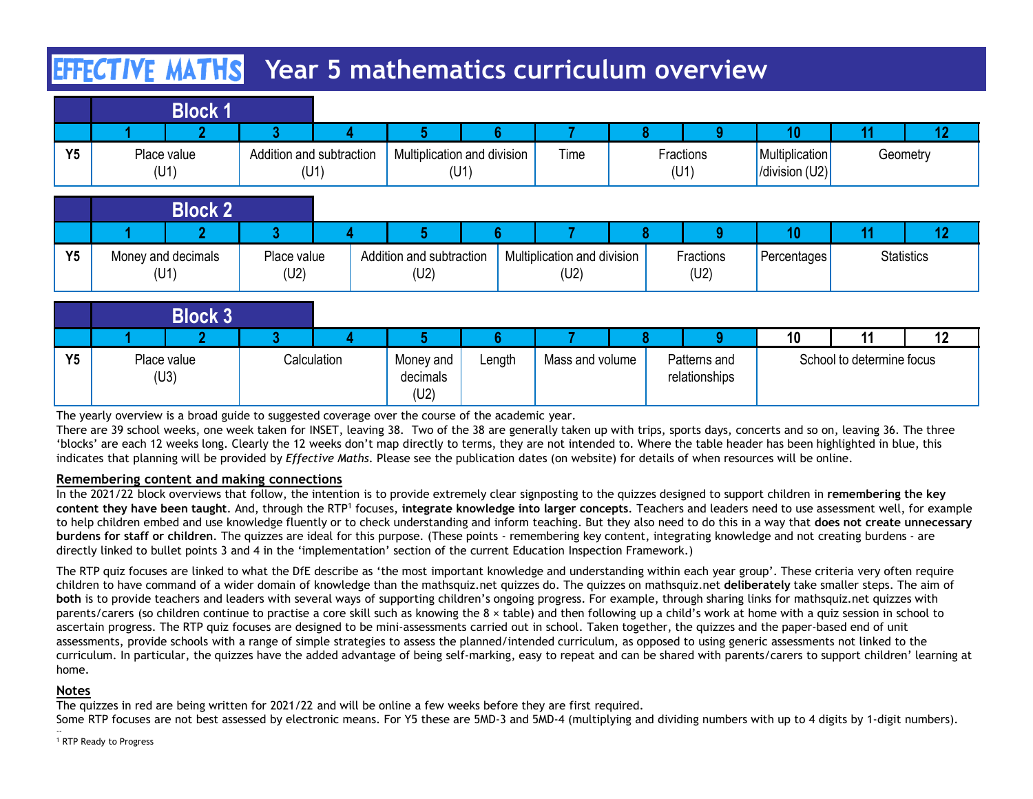# EFFECTIVE MATHS Year 5 mathematics curriculum overview

**Block 1**

| | 1 | 2 | 3 | 4 | 5 | 6 | 7 | 8 | 9 | 10 | 11 | 12 |
|---|---|---|---|---|---|---|---|---|---|---|---|---|
| Y5 | Place value (U1) | | Addition and subtraction (U1) | | Multiplication and division (U1) | | Time | Fractions (U1) | | Multiplication /division (U2) | Geometry | |

**Block 2**

| | 1 | 2 | 3 | 4 | 5 | 6 | 7 | 8 | 9 | 10 | 11 | 12 |
|---|---|---|---|---|---|---|---|---|---|---|---|---|
| Y5 | Money and decimals (U1) | | Place value (U2) | Addition and subtraction (U2) | | Multiplication and division (U2) | | Fractions (U2) | | Percentages | Statistics | |

**Block 3**

| | 1 | 2 | 3 | 4 | 5 | 6 | 7 | 8 | 9 | 10 | 11 | 12 |
|---|---|---|---|---|---|---|---|---|---|---|---|---|
| Y5 | Place value (U3) | | Calculation | | Money and decimals (U2) | Length | Mass and volume | Patterns and relationships | | School to determine focus | | |

The yearly overview is a broad guide to suggested coverage over the course of the academic year.

There are 39 school weeks, one week taken for INSET, leaving 38. Two of the 38 are generally taken up with trips, sports days, concerts and so on, leaving 36. The three 'blocks' are each 12 weeks long. Clearly the 12 weeks don't map directly to terms, they are not intended to. Where the table header has been highlighted in blue, this indicates that planning will be provided by *Effective Maths*. Please see the publication dates (on website) for details of when resources will be online.

**Remembering content and making connections**

In the 2021/22 block overviews that follow, the intention is to provide extremely clear signposting to the quizzes designed to support children in **remembering the key content they have been taught**. And, through the RTP[1] focuses, **integrate knowledge into larger concepts**. Teachers and leaders need to use assessment well, for example to help children embed and use knowledge fluently or to check understanding and inform teaching. But they also need to do this in a way that **does not create unnecessary burdens for staff or children**. The quizzes are ideal for this purpose. (These points - remembering key content, integrating knowledge and not creating burdens - are directly linked to bullet points 3 and 4 in the 'implementation' section of the current Education Inspection Framework.)

The RTP quiz focuses are linked to what the DfE describe as 'the most important knowledge and understanding within each year group'. These criteria very often require children to have command of a wider domain of knowledge than the mathsquiz.net quizzes do. The quizzes on mathsquiz.net **deliberately** take smaller steps. The aim of **both** is to provide teachers and leaders with several ways of supporting children's ongoing progress. For example, through sharing links for mathsquiz.net quizzes with parents/carers (so children continue to practise a core skill such as knowing the 8 × table) and then following up a child's work at home with a quiz session in school to ascertain progress. The RTP quiz focuses are designed to be mini-assessments carried out in school. Taken together, the quizzes and the paper-based end of unit assessments, provide schools with a range of simple strategies to assess the planned/intended curriculum, as opposed to using generic assessments not linked to the curriculum. In particular, the quizzes have the added advantage of being self-marking, easy to repeat and can be shared with parents/carers to support children' learning at home.

**Notes**

The quizzes in red are being written for 2021/22 and will be online a few weeks before they are first required.

Some RTP focuses are not best assessed by electronic means. For Y5 these are 5MD-3 and 5MD-4 (multiplying and dividing numbers with up to 4 digits by 1-digit numbers).

[1] RTP Ready to Progress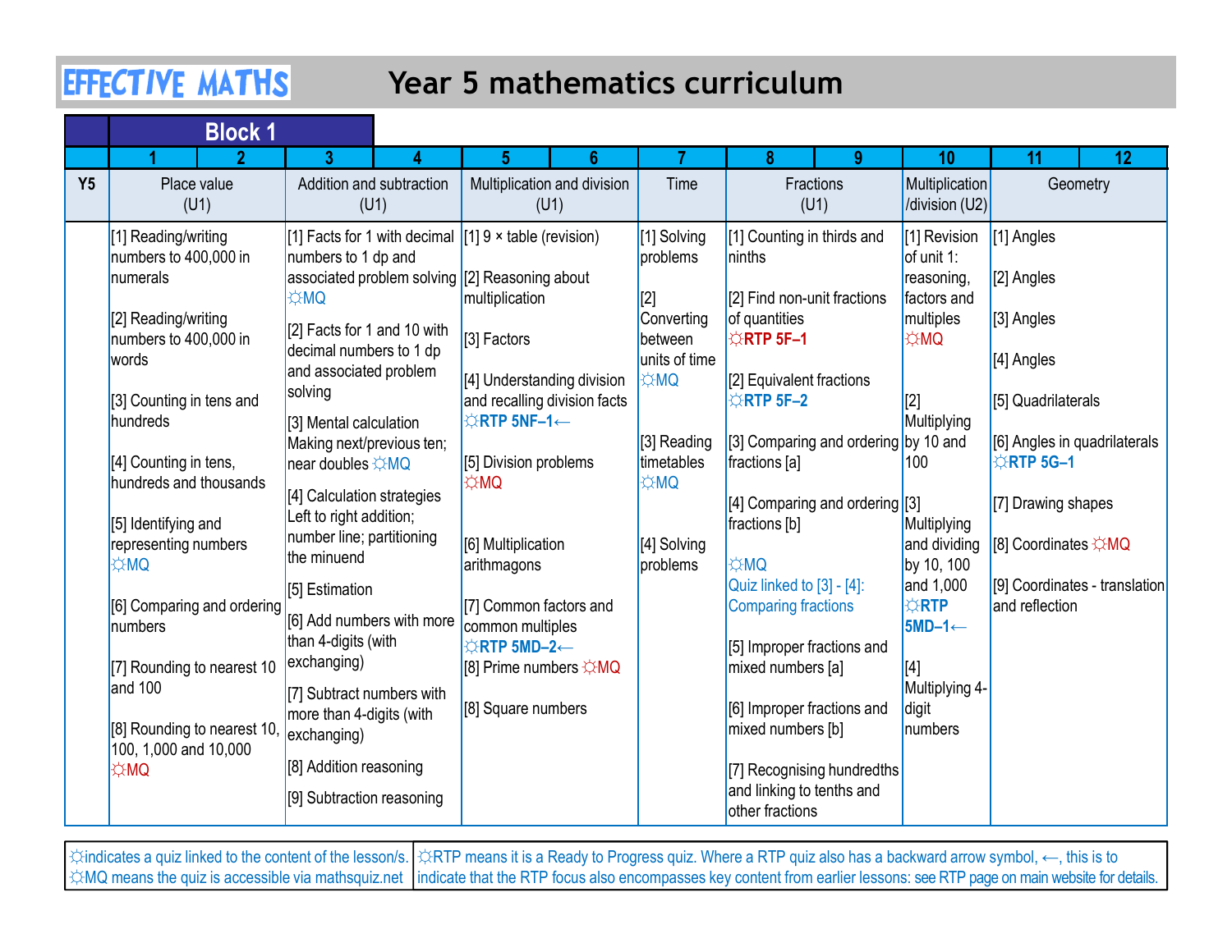EFFECTIVE MATHS

# Year 5 mathematics curriculum

| | Block 1 | | | | | | | | | | | |
|---|---|---|---|---|---|---|---|---|---|---|---|---|
| | 1 | 2 | 3 | 4 | 5 | 6 | 7 | 8 | 9 | 10 | 11 | 12 |
| **Y5** | Place value (U1) | | Addition and subtraction (U1) | | Multiplication and division (U1) | | Time | Fractions (U1) | | Multiplication /division (U2) | Geometry | |
| | [1] Reading/writing numbers to 400,000 in numerals<br><br>[2] Reading/writing numbers to 400,000 in words<br><br>[3] Counting in tens and hundreds<br><br>[4] Counting in tens, hundreds and thousands<br><br>[5] Identifying and representing numbers ☼MQ<br><br>[6] Comparing and ordering numbers<br><br>[7] Rounding to nearest 10 and 100<br><br>[8] Rounding to nearest 10, 100, 1,000 and 10,000 ☼MQ | | [1] Facts for 1 with decimal numbers to 1 dp and associated problem solving ☼MQ<br><br>[2] Facts for 1 and 10 with decimal numbers to 1 dp and associated problem solving<br><br>[3] Mental calculation Making next/previous ten; near doubles ☼MQ<br><br>[4] Calculation strategies Left to right addition; number line; partitioning the minuend<br><br>[5] Estimation<br><br>[6] Add numbers with more than 4-digits (with exchanging)<br><br>[7] Subtract numbers with more than 4-digits (with exchanging)<br><br>[8] Addition reasoning<br><br>[9] Subtraction reasoning | | [1] 9 × table (revision)<br><br>[2] Reasoning about multiplication<br><br>[3] Factors<br><br>[4] Understanding division and recalling division facts **☼RTP 5NF–1⟵**<br><br>[5] Division problems ☼MQ<br><br>[6] Multiplication arithmagons<br><br>[7] Common factors and common multiples **☼RTP 5MD–2⟵**<br>[8] Prime numbers ☼MQ<br><br>[8] Square numbers | | [1] Solving problems<br><br>[2] Converting between units of time ☼MQ<br><br>[3] Reading timetables ☼MQ<br><br>[4] Solving problems | [1] Counting in thirds and ninths<br><br>[2] Find non-unit fractions of quantities **☼RTP 5F–1**<br><br>[2] Equivalent fractions **☼RTP 5F–2**<br><br>[3] Comparing and ordering fractions [a]<br><br>[4] Comparing and ordering fractions [b]<br><br>☼MQ<br>Quiz linked to [3] - [4]: Comparing fractions<br><br>[5] Improper fractions and mixed numbers [a]<br><br>[6] Improper fractions and mixed numbers [b]<br><br>[7] Recognising hundredths and linking to tenths and other fractions | | [1] Revision of unit 1: reasoning, factors and multiples ☼MQ<br><br>[2] Multiplying by 10 and 100<br><br>[3] Multiplying and dividing by 10, 100 and 1,000 **☼RTP 5MD–1⟵**<br><br>[4] Multiplying 4-digit numbers | [1] Angles<br><br>[2] Angles<br><br>[3] Angles<br><br>[4] Angles<br><br>[5] Quadrilaterals<br><br>[6] Angles in quadrilaterals **☼RTP 5G–1**<br><br>[7] Drawing shapes<br><br>[8] Coordinates ☼MQ<br><br>[9] Coordinates - translation and reflection | |

| | |
|---|---|
| ☼indicates a quiz linked to the content of the lesson/s. ☼MQ means the quiz is accessible via mathsquiz.net | ☼RTP means it is a Ready to Progress quiz. Where a RTP quiz also has a backward arrow symbol, ⟵, this is to indicate that the RTP focus also encompasses key content from earlier lessons: see RTP page on main website for details. |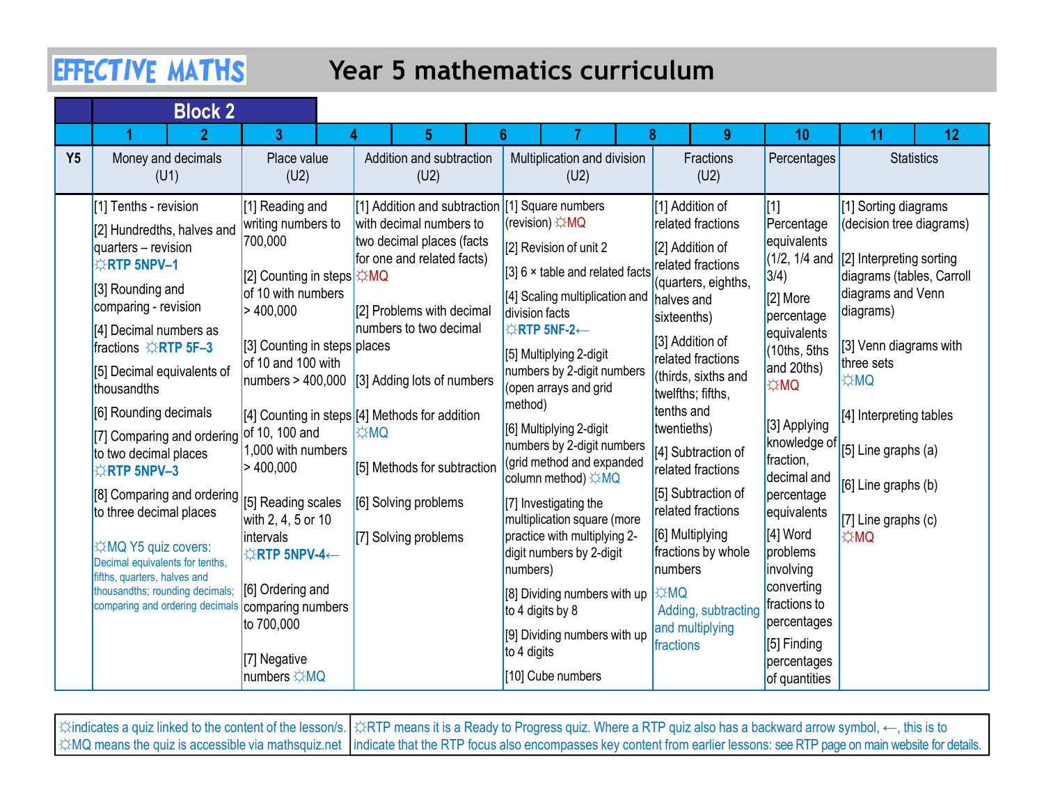# EFFECTIVE MATHS — Year 5 mathematics curriculum

## Block 2

| | 1–2 | 3–4 | 4–6 | 6–8 | 8–9 | 10 | 11–12 |
|---|---|---|---|---|---|---|---|
| **Y5** | Money and decimals (U1) | Place value (U2) | Addition and subtraction (U2) | Multiplication and division (U2) | Fractions (U2) | Percentages | Statistics |
| | [1] Tenths - revision<br>[2] Hundredths, halves and quarters – revision ☼RTP 5NPV–1<br>[3] Rounding and comparing - revision<br>[4] Decimal numbers as fractions ☼RTP 5F–3<br>[5] Decimal equivalents of thousandths<br>[6] Rounding decimals<br>[7] Comparing and ordering to two decimal places ☼RTP 5NPV–3<br>[8] Comparing and ordering to three decimal places<br>☼MQ Y5 quiz covers: Decimal equivalents for tenths, fifths, quarters, halves and thousandths; rounding decimals; comparing and ordering decimals | [1] Reading and writing numbers to 700,000<br>[2] Counting in steps of 10 with numbers > 400,000<br>[3] Counting in steps of 10 and 100 with numbers > 400,000<br>[4] Counting in steps of 10, 100 and 1,000 with numbers > 400,000<br>[5] Reading scales with 2, 4, 5 or 10 intervals ☼RTP 5NPV-4←<br>[6] Ordering and comparing numbers to 700,000<br>[7] Negative numbers ☼MQ | [1] Addition and subtraction with decimal numbers to two decimal places (facts for one and related facts) ☼MQ<br>[2] Problems with decimal numbers to two decimal places<br>[3] Adding lots of numbers<br>[4] Methods for addition ☼MQ<br>[5] Methods for subtraction<br>[6] Solving problems<br>[7] Solving problems | [1] Square numbers (revision) ☼MQ<br>[2] Revision of unit 2<br>[3] 6 × table and related facts<br>[4] Scaling multiplication and division facts ☼RTP 5NF-2←<br>[5] Multiplying 2-digit numbers by 2-digit numbers (open arrays and grid method)<br>[6] Multiplying 2-digit numbers by 2-digit numbers (grid method and expanded column method) ☼MQ<br>[7] Investigating the multiplication square (more practice with multiplying 2-digit numbers by 2-digit numbers)<br>[8] Dividing numbers with up to 4 digits by 8<br>[9] Dividing numbers with up to 4 digits<br>[10] Cube numbers | [1] Addition of related fractions<br>[2] Addition of related fractions (quarters, eighths, halves and sixteenths)<br>[3] Addition of related fractions (thirds, sixths and twelfths; fifths, tenths and twentieths)<br>[4] Subtraction of related fractions<br>[5] Subtraction of related fractions<br>[6] Multiplying fractions by whole numbers<br>☼MQ Adding, subtracting and multiplying fractions | [1] Percentage equivalents (1/2, 1/4 and 3/4)<br>[2] More percentage equivalents (10ths, 5ths and 20ths) ☼MQ<br>[3] Applying knowledge of fraction, decimal and percentage equivalents<br>[4] Word problems involving converting fractions to percentages<br>[5] Finding percentages of quantities | [1] Sorting diagrams (decision tree diagrams)<br>[2] Interpreting sorting diagrams (tables, Carroll diagrams and Venn diagrams)<br>[3] Venn diagrams with three sets ☼MQ<br>[4] Interpreting tables<br>[5] Line graphs (a)<br>[6] Line graphs (b)<br>[7] Line graphs (c) ☼MQ |

☼indicates a quiz linked to the content of the lesson/s. ☼MQ means the quiz is accessible via mathsquiz.net

☼RTP means it is a Ready to Progress quiz. Where a RTP quiz also has a backward arrow symbol, ←, this is to indicate that the RTP focus also encompasses key content from earlier lessons: see RTP page on main website for details.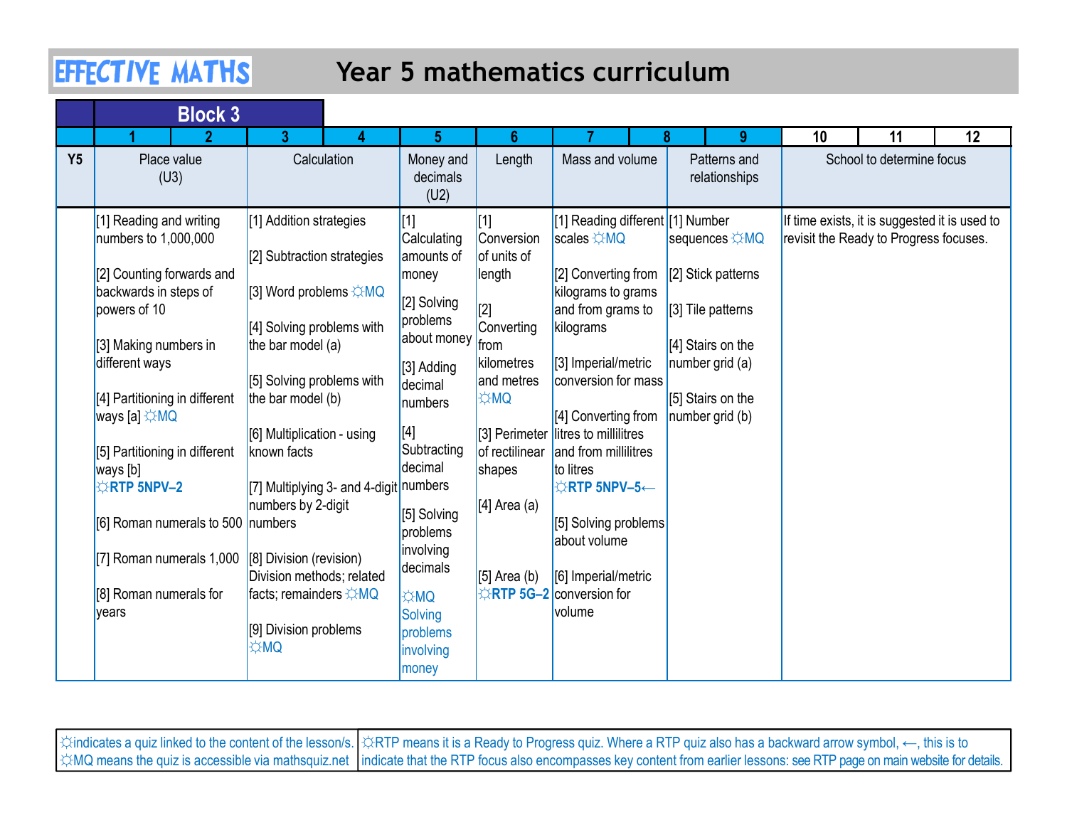# EFFECTIVE MATHS — Year 5 mathematics curriculum

## Block 3

| | 1–2 | 3–4 | 5 | 6 | 7–8 | 8–9 | 10–12 |
|---|---|---|---|---|---|---|---|
| Y5 | Place value (U3) | Calculation | Money and decimals (U2) | Length | Mass and volume | Patterns and relationships | School to determine focus |
| | [1] Reading and writing numbers to 1,000,000<br><br>[2] Counting forwards and backwards in steps of powers of 10<br><br>[3] Making numbers in different ways<br><br>[4] Partitioning in different ways [a] ☼MQ<br><br>[5] Partitioning in different ways [b] **☼RTP 5NPV–2**<br><br>[6] Roman numerals to 500<br><br>[7] Roman numerals 1,000<br><br>[8] Roman numerals for years | [1] Addition strategies<br><br>[2] Subtraction strategies<br><br>[3] Word problems ☼MQ<br><br>[4] Solving problems with the bar model (a)<br><br>[5] Solving problems with the bar model (b)<br><br>[6] Multiplication - using known facts<br><br>[7] Multiplying 3- and 4-digit numbers by 2-digit numbers<br><br>[8] Division (revision) Division methods; related facts; remainders ☼MQ<br><br>[9] Division problems ☼MQ | [1] Calculating amounts of money<br><br>[2] Solving problems about money<br><br>[3] Adding decimal numbers<br><br>[4] Subtracting decimal numbers<br><br>[5] Solving problems involving decimals<br><br>☼MQ Solving problems involving money | [1] Conversion of units of length<br><br>[2] Converting from kilometres and metres ☼MQ<br><br>[3] Perimeter of rectilinear shapes<br><br>[4] Area (a)<br><br>[5] Area (b) **☼RTP 5G–2** | [1] Reading different scales ☼MQ<br><br>[2] Converting from kilograms to grams and from grams to kilograms<br><br>[3] Imperial/metric conversion for mass<br><br>[4] Converting from litres to millilitres and from millilitres to litres **☼RTP 5NPV–5⟵**<br><br>[5] Solving problems about volume<br><br>[6] Imperial/metric conversion for volume | [1] Number sequences ☼MQ<br><br>[2] Stick patterns<br><br>[3] Tile patterns<br><br>[4] Stairs on the number grid (a)<br><br>[5] Stairs on the number grid (b) | If time exists, it is suggested it is used to revisit the Ready to Progress focuses. |

☼indicates a quiz linked to the content of the lesson/s. ☼MQ means the quiz is accessible via mathsquiz.net

☼RTP means it is a Ready to Progress quiz. Where a RTP quiz also has a backward arrow symbol, ⟵, this is to indicate that the RTP focus also encompasses key content from earlier lessons: see RTP page on main website for details.